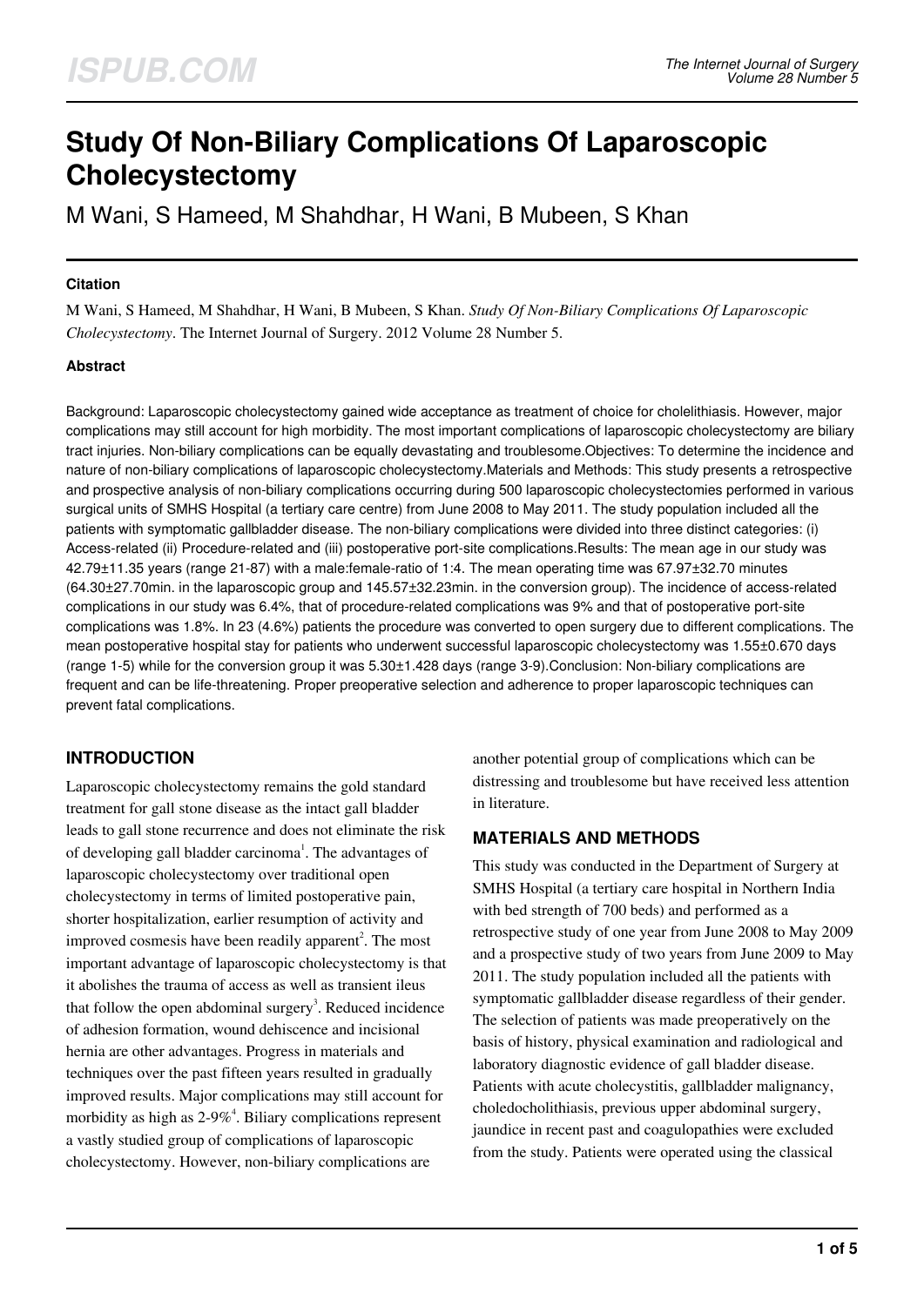# Study Of Non-Biliary Complications Of Laparoscopic Cholecystectomy

M Wani, S Hameed, M Shahdhar, H Wani, B Mubeen, S Khan

### Citation

M Wani, S Hameed, M Shahdhar, H Wani, B Mubeen, S Khan. *Study Of Non-Biliary Complications Of Laparoscopic Cholecystectomy*. The Internet Journal of Surgery. 2012 Volume 28 Number 5.

### Abstract

Background: Laparoscopic cholecystectomy gained wide acceptance as treatment of choice for cholelithiasis. However, major complications may still account for high morbidity. The most important complications of laparoscopic cholecystectomy are biliary tract injuries. Non-biliary complications can be equally devastating and troublesome.Objectives: To determine the incidence and nature of non-biliary complications of laparoscopic cholecystectomy.Materials and Methods: This study presents a retrospective and prospective analysis of non-biliary complications occurring during 500 laparoscopic cholecystectomies performed in various surgical units of SMHS Hospital (a tertiary care centre) from June 2008 to May 2011. The study population included all the patients with symptomatic gallbladder disease. The non-biliary complications were divided into three distinct categories: (i) Access-related (ii) Procedure-related and (iii) postoperative port-site complications.Results: The mean age in our study was 42.79±11.35 years (range 21-87) with a male:female-ratio of 1:4. The mean operating time was 67.97±32.70 minutes (64.30±27.70min. in the laparoscopic group and 145.57±32.23min. in the conversion group). The incidence of access-related complications in our study was 6.4%, that of procedure-related complications was 9% and that of postoperative port-site complications was 1.8%. In 23 (4.6%) patients the procedure was converted to open surgery due to different complications. The mean postoperative hospital stay for patients who underwent successful laparoscopic cholecystectomy was 1.55±0.670 days (range 1-5) while for the conversion group it was 5.30±1.428 days (range 3-9).Conclusion: Non-biliary complications are frequent and can be life-threatening. Proper preoperative selection and adherence to proper laparoscopic techniques can prevent fatal complications.

## INTRODUCTION

Laparoscopic cholecystectomy remains the gold standard treatment for gall stone disease as the intact gall bladder leads to gall stone recurrence and does not eliminate the risk of developing gall bladder carcinoma[1]. The advantages of laparoscopic cholecystectomy over traditional open cholecystectomy in terms of limited postoperative pain, shorter hospitalization, earlier resumption of activity and improved cosmesis have been readily apparent[2]. The most important advantage of laparoscopic cholecystectomy is that it abolishes the trauma of access as well as transient ileus that follow the open abdominal surgery[3]. Reduced incidence of adhesion formation, wound dehiscence and incisional hernia are other advantages. Progress in materials and techniques over the past fifteen years resulted in gradually improved results. Major complications may still account for morbidity as high as 2-9%[4]. Biliary complications represent a vastly studied group of complications of laparoscopic cholecystectomy. However, non-biliary complications are another potential group of complications which can be distressing and troublesome but have received less attention in literature.

## MATERIALS AND METHODS

This study was conducted in the Department of Surgery at SMHS Hospital (a tertiary care hospital in Northern India with bed strength of 700 beds) and performed as a retrospective study of one year from June 2008 to May 2009 and a prospective study of two years from June 2009 to May 2011. The study population included all the patients with symptomatic gallbladder disease regardless of their gender. The selection of patients was made preoperatively on the basis of history, physical examination and radiological and laboratory diagnostic evidence of gall bladder disease. Patients with acute cholecystitis, gallbladder malignancy, choledocholithiasis, previous upper abdominal surgery, jaundice in recent past and coagulopathies were excluded from the study. Patients were operated using the classical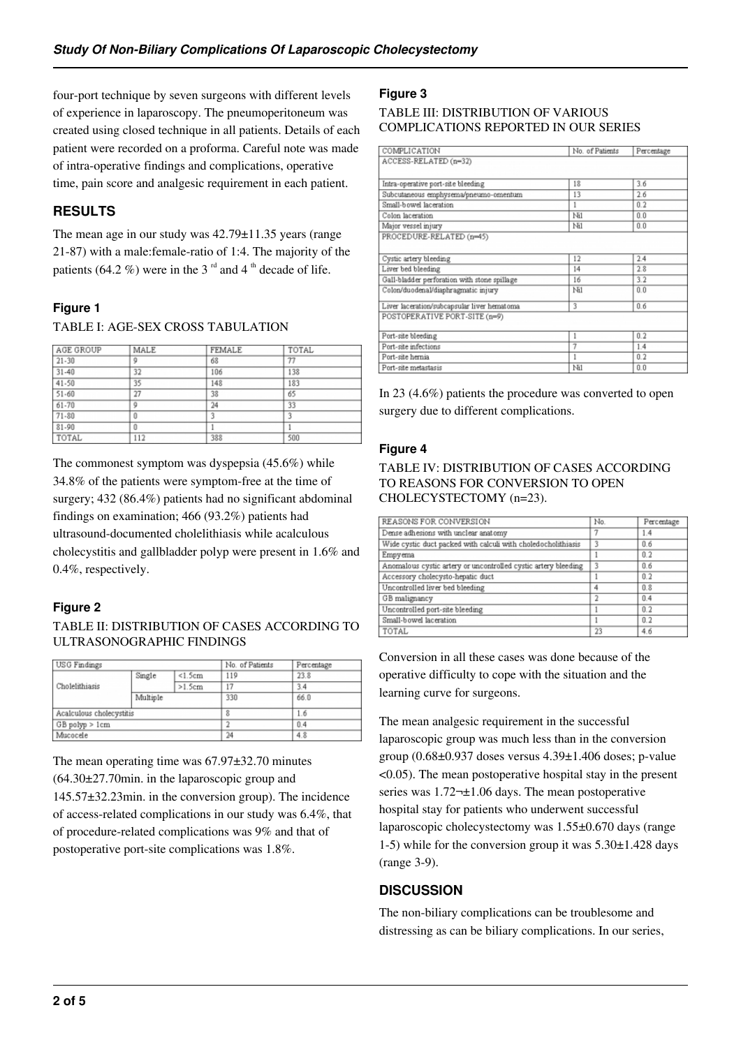four-port technique by seven surgeons with different levels of experience in laparoscopy. The pneumoperitoneum was created using closed technique in all patients. Details of each patient were recorded on a proforma. Careful note was made of intra-operative findings and complications, operative time, pain score and analgesic requirement in each patient.

## RESULTS

The mean age in our study was 42.79±11.35 years (range 21-87) with a male:female-ratio of 1:4. The majority of the patients (64.2 %) were in the 3 rd and 4 th decade of life.

### Figure 1

TABLE I: AGE-SEX CROSS TABULATION

| AGE GROUP | MALE | FEMALE | TOTAL |
|---|---|---|---|
| 21-30 | 9 | 68 | 77 |
| 31-40 | 32 | 106 | 138 |
| 41-50 | 35 | 148 | 183 |
| 51-60 | 27 | 38 | 65 |
| 61-70 | 9 | 24 | 33 |
| 71-80 | 0 | 3 | 3 |
| 81-90 | 0 | 1 | 1 |
| TOTAL | 112 | 388 | 500 |

The commonest symptom was dyspepsia (45.6%) while 34.8% of the patients were symptom-free at the time of surgery; 432 (86.4%) patients had no significant abdominal findings on examination; 466 (93.2%) patients had ultrasound-documented cholelithiasis while acalculous cholecystitis and gallbladder polyp were present in 1.6% and 0.4%, respectively.

### Figure 2

TABLE II: DISTRIBUTION OF CASES ACCORDING TO ULTRASONOGRAPHIC FINDINGS

| USG Findings | | | No. of Patients | Percentage |
|---|---|---|---|---|
| Cholelithiasis | Single | <1.5cm | 119 | 23.8 |
| | | >1.5cm | 17 | 3.4 |
| | Multiple | | 330 | 66.0 |
| Acalculous cholecystitis | | | 8 | 1.6 |
| GB polyp > 1cm | | | 2 | 0.4 |
| Mucocele | | | 24 | 4.8 |

The mean operating time was 67.97±32.70 minutes (64.30±27.70min. in the laparoscopic group and 145.57±32.23min. in the conversion group). The incidence of access-related complications in our study was 6.4%, that of procedure-related complications was 9% and that of postoperative port-site complications was 1.8%.

### Figure 3

TABLE III: DISTRIBUTION OF VARIOUS COMPLICATIONS REPORTED IN OUR SERIES

| COMPLICATION | No. of Patients | Percentage |
|---|---|---|
| ACCESS-RELATED (n=32) | | |
| Intra-operative port-site bleeding | 18 | 3.6 |
| Subcutaneous emphysema/pneumo-omentum | 13 | 2.6 |
| Small-bowel laceration | 1 | 0.2 |
| Colon laceration | Nil | 0.0 |
| Major vessel injury | Nil | 0.0 |
| PROCEDURE-RELATED (n=45) | | |
| Cystic artery bleeding | 12 | 2.4 |
| Liver bed bleeding | 14 | 2.8 |
| Gall-bladder perforation with stone spillage | 16 | 3.2 |
| Colon/duodenal/diaphragmatic injury | Nil | 0.0 |
| Liver laceration/subcapsular liver hematoma | 3 | 0.6 |
| POSTOPERATIVE PORT-SITE (n=9) | | |
| Port-site bleeding | 1 | 0.2 |
| Port-site infections | 7 | 1.4 |
| Port-site hernia | 1 | 0.2 |
| Port-site metastasis | Nil | 0.0 |

In 23 (4.6%) patients the procedure was converted to open surgery due to different complications.

### Figure 4

TABLE IV: DISTRIBUTION OF CASES ACCORDING TO REASONS FOR CONVERSION TO OPEN CHOLECYSTECTOMY (n=23).

| REASONS FOR CONVERSION | No. | Percentage |
|---|---|---|
| Dense adhesions with unclear anatomy | 7 | 1.4 |
| Wide cystic duct packed with calculi with choledocholithiasis | 3 | 0.6 |
| Empyema | 1 | 0.2 |
| Anomalous cystic artery or uncontrolled cystic artery bleeding | 3 | 0.6 |
| Accessory cholecysto-hepatic duct | 1 | 0.2 |
| Uncontrolled liver bed bleeding | 4 | 0.8 |
| GB malignancy | 2 | 0.4 |
| Uncontrolled port-site bleeding | 1 | 0.2 |
| Small-bowel laceration | 1 | 0.2 |
| TOTAL | 23 | 4.6 |

Conversion in all these cases was done because of the operative difficulty to cope with the situation and the learning curve for surgeons.

The mean analgesic requirement in the successful laparoscopic group was much less than in the conversion group (0.68±0.937 doses versus 4.39±1.406 doses; p-value <0.05). The mean postoperative hospital stay in the present series was 1.72¬±1.06 days. The mean postoperative hospital stay for patients who underwent successful laparoscopic cholecystectomy was 1.55±0.670 days (range 1-5) while for the conversion group it was 5.30±1.428 days (range 3-9).

## DISCUSSION

The non-biliary complications can be troublesome and distressing as can be biliary complications. In our series,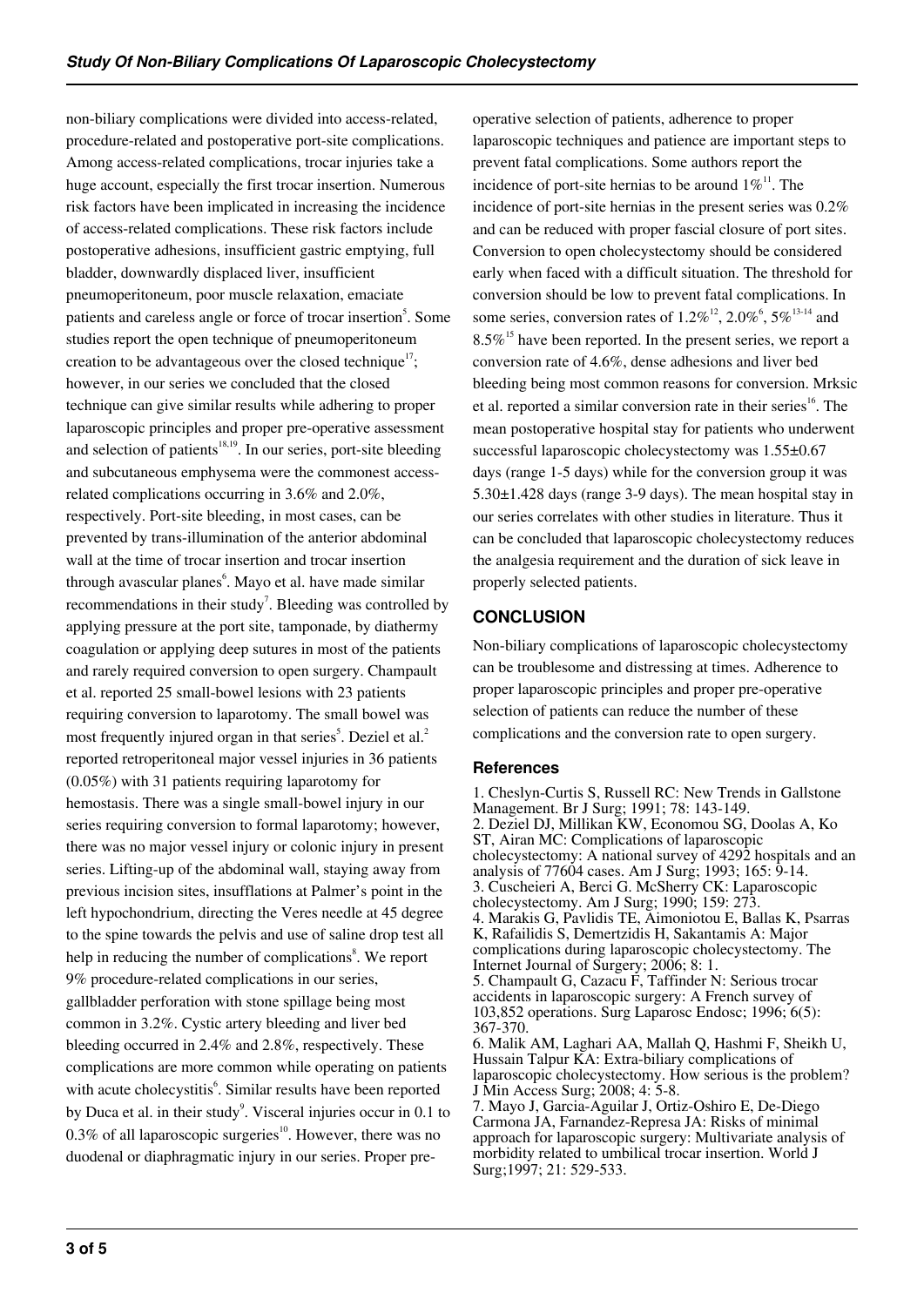non-biliary complications were divided into access-related, procedure-related and postoperative port-site complications. Among access-related complications, trocar injuries take a huge account, especially the first trocar insertion. Numerous risk factors have been implicated in increasing the incidence of access-related complications. These risk factors include postoperative adhesions, insufficient gastric emptying, full bladder, downwardly displaced liver, insufficient pneumoperitoneum, poor muscle relaxation, emaciate patients and careless angle or force of trocar insertion[5]. Some studies report the open technique of pneumoperitoneum creation to be advantageous over the closed technique[17]; however, in our series we concluded that the closed technique can give similar results while adhering to proper laparoscopic principles and proper pre-operative assessment and selection of patients[18,19]. In our series, port-site bleeding and subcutaneous emphysema were the commonest access-related complications occurring in 3.6% and 2.0%, respectively. Port-site bleeding, in most cases, can be prevented by trans-illumination of the anterior abdominal wall at the time of trocar insertion and trocar insertion through avascular planes[6]. Mayo et al. have made similar recommendations in their study[7]. Bleeding was controlled by applying pressure at the port site, tamponade, by diathermy coagulation or applying deep sutures in most of the patients and rarely required conversion to open surgery. Champault et al. reported 25 small-bowel lesions with 23 patients requiring conversion to laparotomy. The small bowel was most frequently injured organ in that series[5]. Deziel et al.[2] reported retroperitoneal major vessel injuries in 36 patients (0.05%) with 31 patients requiring laparotomy for hemostasis. There was a single small-bowel injury in our series requiring conversion to formal laparotomy; however, there was no major vessel injury or colonic injury in present series. Lifting-up of the abdominal wall, staying away from previous incision sites, insufflations at Palmer's point in the left hypochondrium, directing the Veres needle at 45 degree to the spine towards the pelvis and use of saline drop test all help in reducing the number of complications[8]. We report 9% procedure-related complications in our series, gallbladder perforation with stone spillage being most common in 3.2%. Cystic artery bleeding and liver bed bleeding occurred in 2.4% and 2.8%, respectively. These complications are more common while operating on patients with acute cholecystitis[6]. Similar results have been reported by Duca et al. in their study[9]. Visceral injuries occur in 0.1 to 0.3% of all laparoscopic surgeries[10]. However, there was no duodenal or diaphragmatic injury in our series. Proper pre-operative selection of patients, adherence to proper laparoscopic techniques and patience are important steps to prevent fatal complications. Some authors report the incidence of port-site hernias to be around 1%[11]. The incidence of port-site hernias in the present series was 0.2% and can be reduced with proper fascial closure of port sites. Conversion to open cholecystectomy should be considered early when faced with a difficult situation. The threshold for conversion should be low to prevent fatal complications. In some series, conversion rates of 1.2%[12], 2.0%[6], 5%[13-14] and 8.5%[15] have been reported. In the present series, we report a conversion rate of 4.6%, dense adhesions and liver bed bleeding being most common reasons for conversion. Mrksic et al. reported a similar conversion rate in their series[16]. The mean postoperative hospital stay for patients who underwent successful laparoscopic cholecystectomy was 1.55±0.67 days (range 1-5 days) while for the conversion group it was 5.30±1.428 days (range 3-9 days). The mean hospital stay in our series correlates with other studies in literature. Thus it can be concluded that laparoscopic cholecystectomy reduces the analgesia requirement and the duration of sick leave in properly selected patients.

## CONCLUSION

Non-biliary complications of laparoscopic cholecystectomy can be troublesome and distressing at times. Adherence to proper laparoscopic principles and proper pre-operative selection of patients can reduce the number of these complications and the conversion rate to open surgery.

### References

1. Cheslyn-Curtis S, Russell RC: New Trends in Gallstone Management. Br J Surg; 1991; 78: 143-149.
2. Deziel DJ, Millikan KW, Economou SG, Doolas A, Ko ST, Airan MC: Complications of laparoscopic cholecystectomy: A national survey of 4292 hospitals and an analysis of 77604 cases. Am J Surg; 1993; 165: 9-14.
3. Cuscheieri A, Berci G. McSherry CK: Laparoscopic cholecystectomy. Am J Surg; 1990; 159: 273.
4. Marakis G, Pavlidis TE, Aimoniotou E, Ballas K, Psarras K, Rafailidis S, Demertzidis H, Sakantamis A: Major complications during laparoscopic cholecystectomy. The Internet Journal of Surgery; 2006; 8: 1.
5. Champault G, Cazacu F, Taffinder N: Serious trocar accidents in laparoscopic surgery: A French survey of 103,852 operations. Surg Laparosc Endosc; 1996; 6(5): 367-370.
6. Malik AM, Laghari AA, Mallah Q, Hashmi F, Sheikh U, Hussain Talpur KA: Extra-biliary complications of laparoscopic cholecystectomy. How serious is the problem? J Min Access Surg; 2008; 4: 5-8.
7. Mayo J, Garcia-Aguilar J, Ortiz-Oshiro E, De-Diego Carmona JA, Farnandez-Represa JA: Risks of minimal approach for laparoscopic surgery: Multivariate analysis of morbidity related to umbilical trocar insertion. World J Surg;1997; 21: 529-533.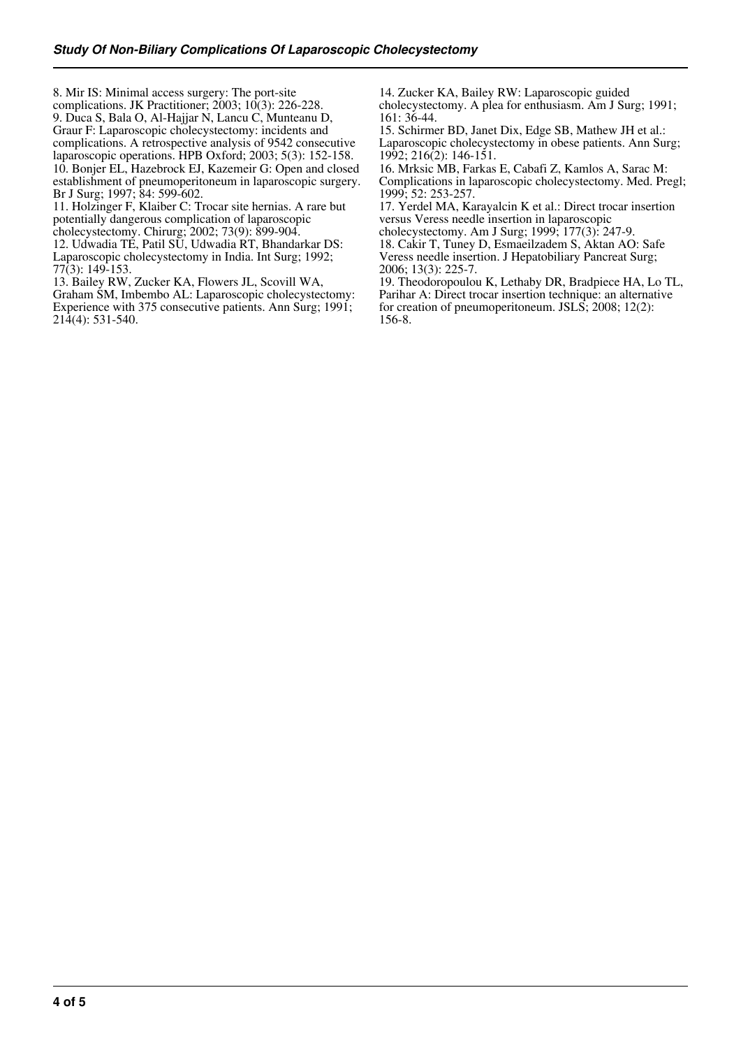8. Mir IS: Minimal access surgery: The port-site complications. JK Practitioner; 2003; 10(3): 226-228.
9. Duca S, Bala O, Al-Hajjar N, Lancu C, Munteanu D, Graur F: Laparoscopic cholecystectomy: incidents and complications. A retrospective analysis of 9542 consecutive laparoscopic operations. HPB Oxford; 2003; 5(3): 152-158.
10. Bonjer EL, Hazebrock EJ, Kazemeir G: Open and closed establishment of pneumoperitoneum in laparoscopic surgery. Br J Surg; 1997; 84: 599-602.
11. Holzinger F, Klaiber C: Trocar site hernias. A rare but potentially dangerous complication of laparoscopic cholecystectomy. Chirurg; 2002; 73(9): 899-904.
12. Udwadia TE, Patil SU, Udwadia RT, Bhandarkar DS: Laparoscopic cholecystectomy in India. Int Surg; 1992; 77(3): 149-153.
13. Bailey RW, Zucker KA, Flowers JL, Scovill WA, Graham SM, Imbembo AL: Laparoscopic cholecystectomy: Experience with 375 consecutive patients. Ann Surg; 1991; 214(4): 531-540.
14. Zucker KA, Bailey RW: Laparoscopic guided cholecystectomy. A plea for enthusiasm. Am J Surg; 1991; 161: 36-44.
15. Schirmer BD, Janet Dix, Edge SB, Mathew JH et al.: Laparoscopic cholecystectomy in obese patients. Ann Surg; 1992; 216(2): 146-151.
16. Mrksic MB, Farkas E, Cabafi Z, Kamlos A, Sarac M: Complications in laparoscopic cholecystectomy. Med. Pregl; 1999; 52: 253-257.
17. Yerdel MA, Karayalcin K et al.: Direct trocar insertion versus Veress needle insertion in laparoscopic cholecystectomy. Am J Surg; 1999; 177(3): 247-9.
18. Cakir T, Tuney D, Esmaeilzadem S, Aktan AO: Safe Veress needle insertion. J Hepatobiliary Pancreat Surg; 2006; 13(3): 225-7.
19. Theodoropoulou K, Lethaby DR, Bradpiece HA, Lo TL, Parihar A: Direct trocar insertion technique: an alternative for creation of pneumoperitoneum. JSLS; 2008; 12(2): 156-8.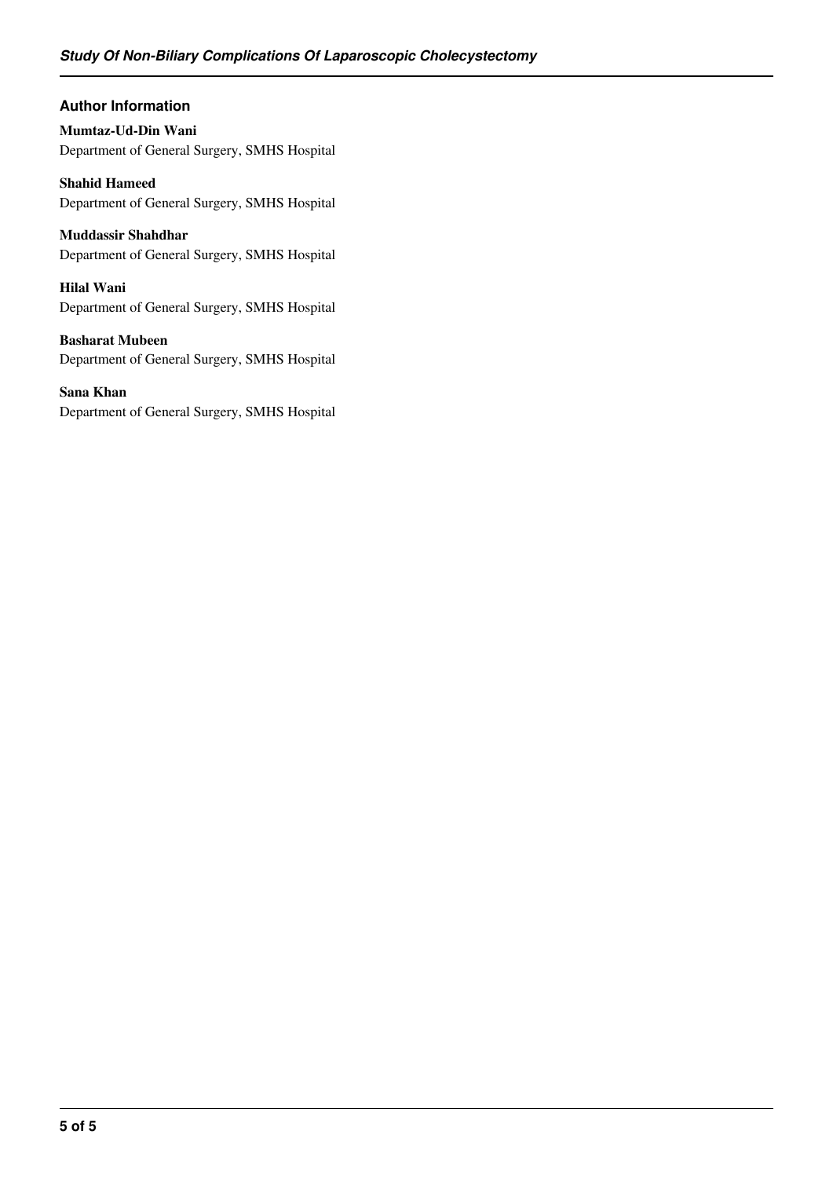### Author Information

**Mumtaz-Ud-Din Wani**
Department of General Surgery, SMHS Hospital

**Shahid Hameed**
Department of General Surgery, SMHS Hospital

**Muddassir Shahdhar**
Department of General Surgery, SMHS Hospital

**Hilal Wani**
Department of General Surgery, SMHS Hospital

**Basharat Mubeen**
Department of General Surgery, SMHS Hospital

**Sana Khan**
Department of General Surgery, SMHS Hospital